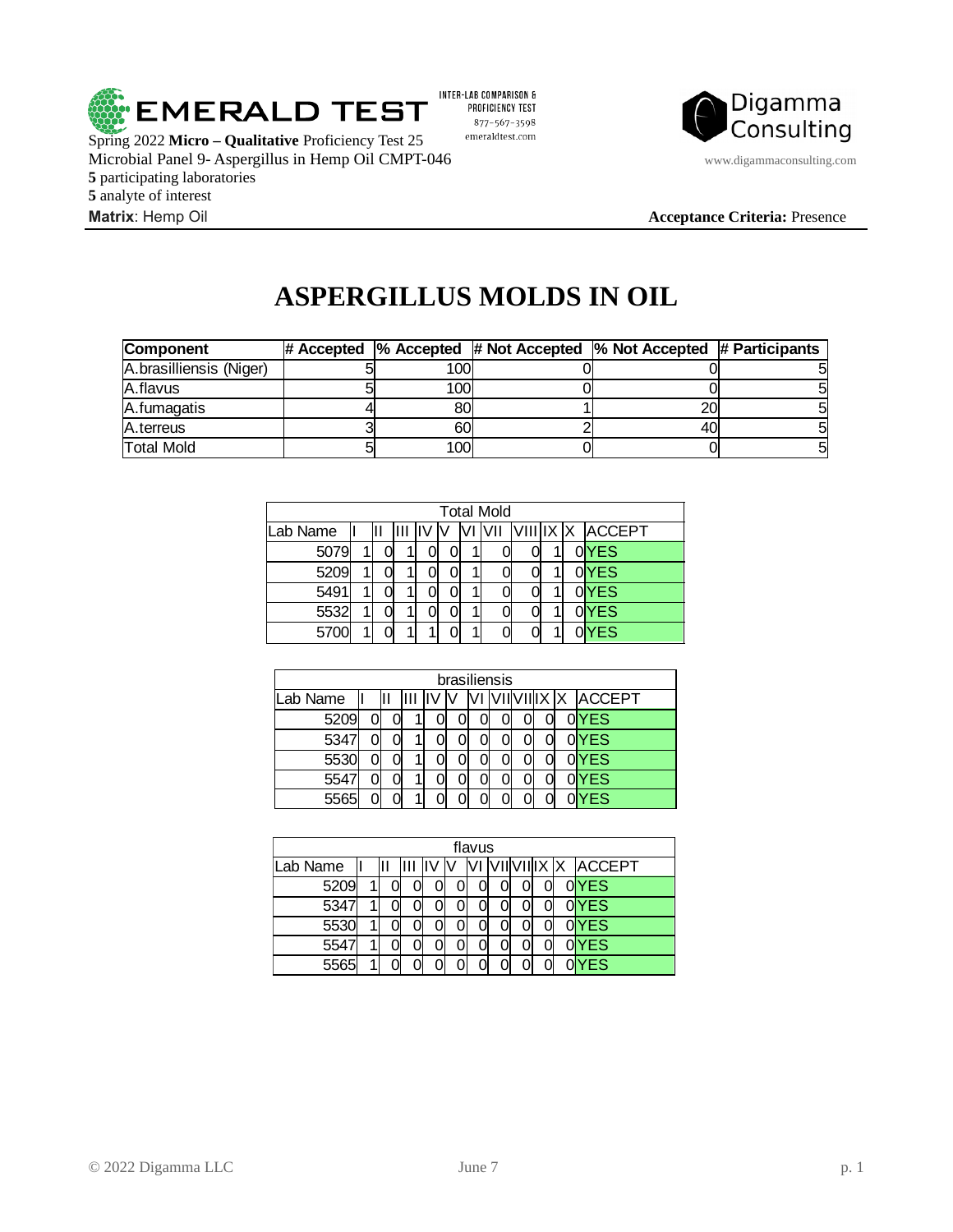EMERALD TEST

INTER-LAB COMPARISON & PROFICIENCY TEST
877-567-3598
emeraldtest.com

Digamma Consulting
www.digammaconsulting.com

Spring 2022 **Micro – Qualitative** Proficiency Test 25
Microbial Panel 9- Aspergillus in Hemp Oil CMPT-046
**5** participating laboratories
**5** analyte of interest
**Matrix**: Hemp Oil

**Acceptance Criteria:** Presence

# ASPERGILLUS MOLDS IN OIL

| Component | # Accepted | % Accepted | # Not Accepted | % Not Accepted | # Participants |
|---|---|---|---|---|---|
| A.brasilliensis (Niger) | 5 | 100 | 0 | 0 | 5 |
| A.flavus | 5 | 100 | 0 | 0 | 5 |
| A.fumagatis | 4 | 80 | 1 | 20 | 5 |
| A.terreus | 3 | 60 | 2 | 40 | 5 |
| Total Mold | 5 | 100 | 0 | 0 | 5 |

| Total Mold | | | | | | | | | | | |
|---|---|---|---|---|---|---|---|---|---|---|---|
| Lab Name | I | II | III | IV | V | VI | VII | VIII | IX | X | ACCEPT |
| 5079 | 1 | 0 | 1 | 0 | 0 | 1 | 0 | 0 | 1 | 0 | YES |
| 5209 | 1 | 0 | 1 | 0 | 0 | 1 | 0 | 0 | 1 | 0 | YES |
| 5491 | 1 | 0 | 1 | 0 | 0 | 1 | 0 | 0 | 1 | 0 | YES |
| 5532 | 1 | 0 | 1 | 0 | 0 | 1 | 0 | 0 | 1 | 0 | YES |
| 5700 | 1 | 0 | 1 | 1 | 0 | 1 | 0 | 0 | 1 | 0 | YES |

| brasiliensis | | | | | | | | | | | |
|---|---|---|---|---|---|---|---|---|---|---|---|
| Lab Name | I | II | III | IV | V | VI | VII | VIII | IX | X | ACCEPT |
| 5209 | 0 | 0 | 1 | 0 | 0 | 0 | 0 | 0 | 0 | 0 | YES |
| 5347 | 0 | 0 | 1 | 0 | 0 | 0 | 0 | 0 | 0 | 0 | YES |
| 5530 | 0 | 0 | 1 | 0 | 0 | 0 | 0 | 0 | 0 | 0 | YES |
| 5547 | 0 | 0 | 1 | 0 | 0 | 0 | 0 | 0 | 0 | 0 | YES |
| 5565 | 0 | 0 | 1 | 0 | 0 | 0 | 0 | 0 | 0 | 0 | YES |

| flavus | | | | | | | | | | | |
|---|---|---|---|---|---|---|---|---|---|---|---|
| Lab Name | I | II | III | IV | V | VI | VII | VIII | IX | X | ACCEPT |
| 5209 | 1 | 0 | 0 | 0 | 0 | 0 | 0 | 0 | 0 | 0 | YES |
| 5347 | 1 | 0 | 0 | 0 | 0 | 0 | 0 | 0 | 0 | 0 | YES |
| 5530 | 1 | 0 | 0 | 0 | 0 | 0 | 0 | 0 | 0 | 0 | YES |
| 5547 | 1 | 0 | 0 | 0 | 0 | 0 | 0 | 0 | 0 | 0 | YES |
| 5565 | 1 | 0 | 0 | 0 | 0 | 0 | 0 | 0 | 0 | 0 | YES |

© 2022 Digamma LLC June 7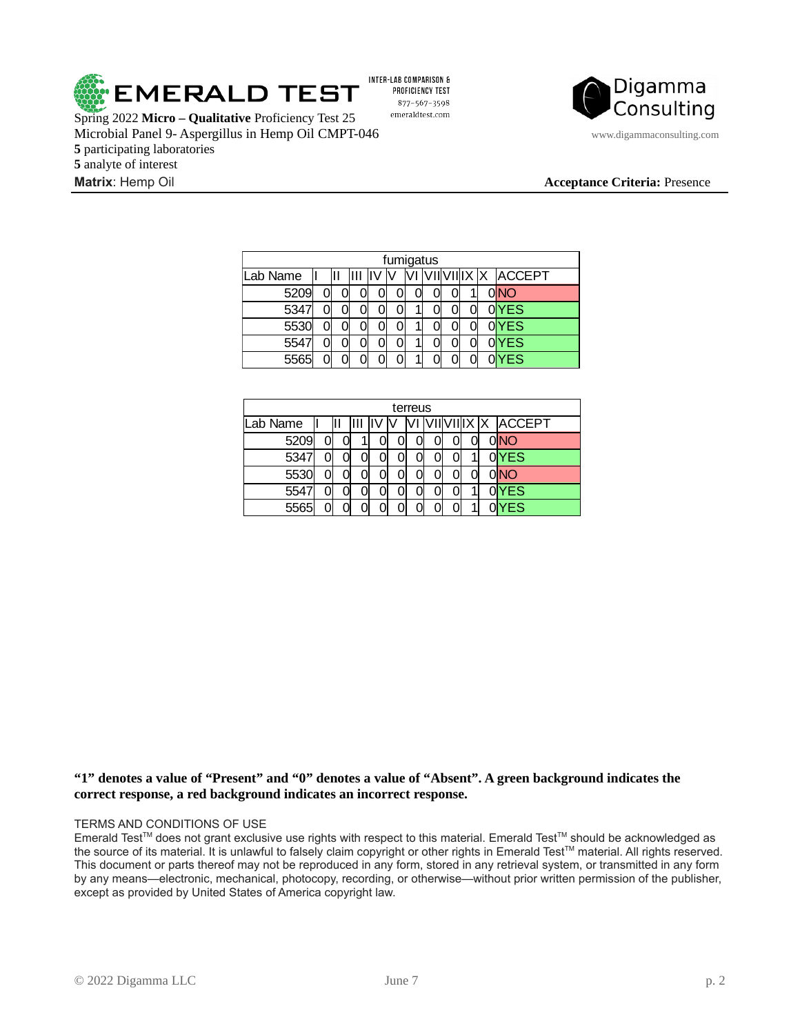EMERALD TEST

INTER-LAB COMPARISON & PROFICIENCY TEST
877-567-3598
emeraldtest.com

Digamma Consulting
www.digammaconsulting.com

Spring 2022 **Micro – Qualitative** Proficiency Test 25
Microbial Panel 9- Aspergillus in Hemp Oil CMPT-046
**5** participating laboratories
**5** analyte of interest
**Matrix**: Hemp Oil

**Acceptance Criteria:** Presence

| fumigatus | | | | | | | | | | | |
|---|---|---|---|---|---|---|---|---|---|---|---|
| Lab Name | I | II | III | IV | V | VI | VII | VIII | IX | X | ACCEPT |
| 5209 | 0 | 0 | 0 | 0 | 0 | 0 | 0 | 0 | 1 | 0 | NO |
| 5347 | 0 | 0 | 0 | 0 | 0 | 1 | 0 | 0 | 0 | 0 | YES |
| 5530 | 0 | 0 | 0 | 0 | 0 | 1 | 0 | 0 | 0 | 0 | YES |
| 5547 | 0 | 0 | 0 | 0 | 0 | 1 | 0 | 0 | 0 | 0 | YES |
| 5565 | 0 | 0 | 0 | 0 | 0 | 1 | 0 | 0 | 0 | 0 | YES |

| terreus | | | | | | | | | | | |
|---|---|---|---|---|---|---|---|---|---|---|---|
| Lab Name | I | II | III | IV | V | VI | VII | VIII | IX | X | ACCEPT |
| 5209 | 0 | 0 | 1 | 0 | 0 | 0 | 0 | 0 | 0 | 0 | NO |
| 5347 | 0 | 0 | 0 | 0 | 0 | 0 | 0 | 0 | 1 | 0 | YES |
| 5530 | 0 | 0 | 0 | 0 | 0 | 0 | 0 | 0 | 0 | 0 | NO |
| 5547 | 0 | 0 | 0 | 0 | 0 | 0 | 0 | 0 | 1 | 0 | YES |
| 5565 | 0 | 0 | 0 | 0 | 0 | 0 | 0 | 0 | 1 | 0 | YES |

**“1” denotes a value of “Present” and “0” denotes a value of “Absent”. A green background indicates the correct response, a red background indicates an incorrect response.**

TERMS AND CONDITIONS OF USE
Emerald Test™ does not grant exclusive use rights with respect to this material. Emerald Test™ should be acknowledged as the source of its material. It is unlawful to falsely claim copyright or other rights in Emerald Test™ material. All rights reserved. This document or parts thereof may not be reproduced in any form, stored in any retrieval system, or transmitted in any form by any means—electronic, mechanical, photocopy, recording, or otherwise—without prior written permission of the publisher, except as provided by United States of America copyright law.

© 2022 Digamma LLC

June 7